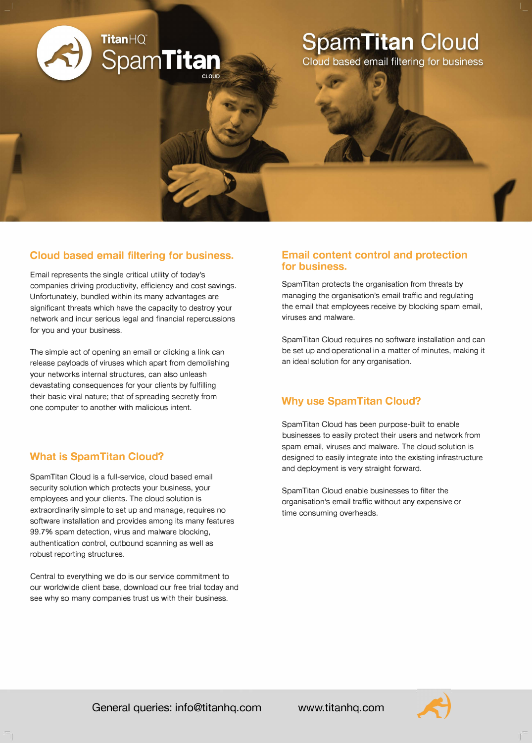TitanHQ

SpamTitan

CLOUD

# SpamTitan Cloud

Cloud based email filtering for business

## Cloud based email filtering for business.

Email represents the single critical utility of today's companies driving productivity, efficiency and cost savings. Unfortunately, bundled within its many advantages are significant threats which have the capacity to destroy your network and incur serious legal and financial repercussions for you and your business.

The simple act of opening an email or clicking a link can release payloads of viruses which apart from demolishing your networks internal structures, can also unleash devastating consequences for your clients by fulfilling their basic viral nature; that of spreading secretly from one computer to another with malicious intent.

## What is SpamTitan Cloud?

SpamTitan Cloud is a full-service, cloud based email security solution which protects your business, your employees and your clients. The cloud solution is extraordinarily simple to set up and manage, requires no software installation and provides among its many features 99.7% spam detection, virus and malware blocking, authentication control, outbound scanning as well as robust reporting structures.

Central to everything we do is our service commitment to our worldwide client base, download our free trial today and see why so many companies trust us with their business.

## Email content control and protection for business.

SpamTitan protects the organisation from threats by managing the organisation's email traffic and regulating the email that employees receive by blocking spam email, viruses and malware.

SpamTitan Cloud requires no software installation and can be set up and operational in a matter of minutes, making it an ideal solution for any organisation.

## Why use SpamTitan Cloud?

SpamTitan Cloud has been purpose-built to enable businesses to easily protect their users and network from spam email, viruses and malware. The cloud solution is designed to easily integrate into the existing infrastructure and deployment is very straight forward.

SpamTitan Cloud enable businesses to filter the organisation's email traffic without any expensive or time consuming overheads.

General queries: info@titanhq.com www.titanhq.com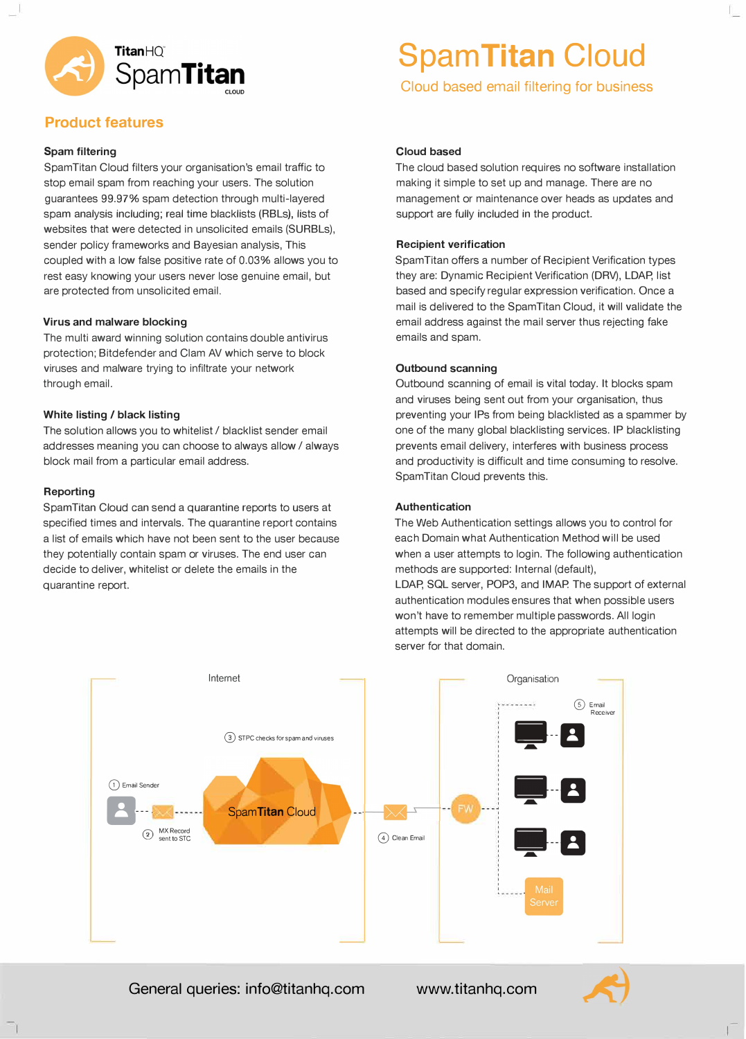TitanHQ SpamTitan CLOUD

# SpamTitan Cloud

Cloud based email filtering for business

## Product features

### Spam filtering

SpamTitan Cloud filters your organisation's email traffic to stop email spam from reaching your users. The solution guarantees 99.97% spam detection through multi-layered spam analysis including; real time blacklists (RBLs), lists of websites that were detected in unsolicited emails (SURBLs), sender policy frameworks and Bayesian analysis, This coupled with a low false positive rate of 0.03% allows you to rest easy knowing your users never lose genuine email, but are protected from unsolicited email.

### Virus and malware blocking

The multi award winning solution contains double antivirus protection; Bitdefender and Clam AV which serve to block viruses and malware trying to infiltrate your network through email.

### White listing / black listing

The solution allows you to whitelist / blacklist sender email addresses meaning you can choose to always allow / always block mail from a particular email address.

### Reporting

SpamTitan Cloud can send a quarantine reports to users at specified times and intervals. The quarantine report contains a list of emails which have not been sent to the user because they potentially contain spam or viruses. The end user can decide to deliver, whitelist or delete the emails in the quarantine report.

### Cloud based

The cloud based solution requires no software installation making it simple to set up and manage. There are no management or maintenance over heads as updates and support are fully included in the product.

### Recipient verification

SpamTitan offers a number of Recipient Verification types they are: Dynamic Recipient Verification (DRV), LDAP, list based and specify regular expression verification. Once a mail is delivered to the SpamTitan Cloud, it will validate the email address against the mail server thus rejecting fake emails and spam.

### Outbound scanning

Outbound scanning of email is vital today. It blocks spam and viruses being sent out from your organisation, thus preventing your IPs from being blacklisted as a spammer by one of the many global blacklisting services. IP blacklisting prevents email delivery, interferes with business process and productivity is difficult and time consuming to resolve. SpamTitan Cloud prevents this.

### Authentication

The Web Authentication settings allows you to control for each Domain what Authentication Method will be used when a user attempts to login. The following authentication methods are supported: Internal (default), LDAP, SQL server, POP3, and IMAP. The support of external authentication modules ensures that when possible users won't have to remember multiple passwords. All login attempts will be directed to the appropriate authentication server for that domain.

Internet | Organisation

1. Email Sender
2. MX Record sent to STC
3. STPC checks for spam and viruses
4. Clean Email
5. Email Receiver

SpamTitan Cloud — FW — Mail Server

General queries: info@titanhq.com www.titanhq.com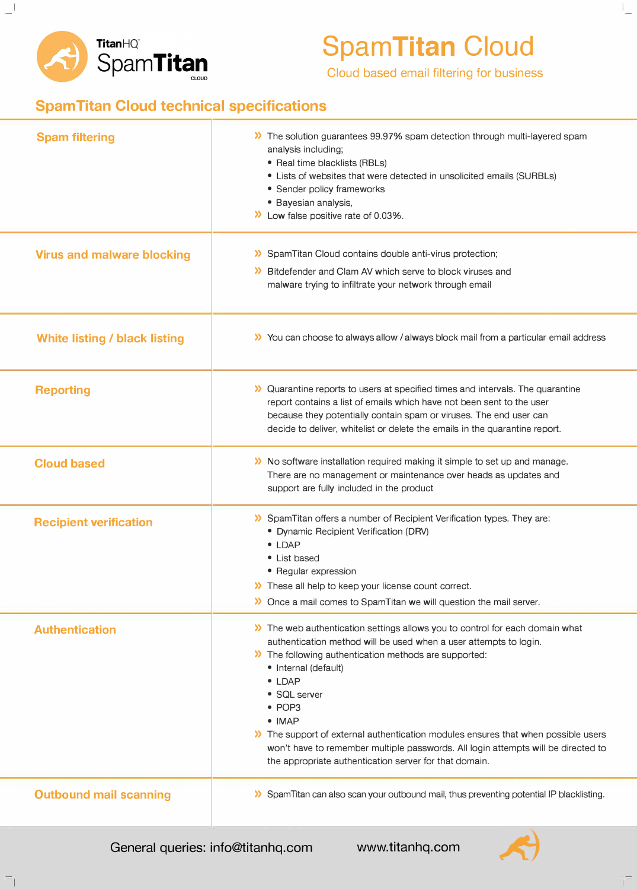TitanHQ SpamTitan CLOUD

# SpamTitan Cloud

Cloud based email filtering for business

## SpamTitan Cloud technical specifications

| | |
|---|---|
| **Spam filtering** | » The solution guarantees 99.97% spam detection through multi-layered spam analysis including;<br>• Real time blacklists (RBLs)<br>• Lists of websites that were detected in unsolicited emails (SURBLs)<br>• Sender policy frameworks<br>• Bayesian analysis,<br>» Low false positive rate of 0.03%. |
| **Virus and malware blocking** | » SpamTitan Cloud contains double anti-virus protection;<br>» Bitdefender and Clam AV which serve to block viruses and malware trying to infiltrate your network through email |
| **White listing / black listing** | » You can choose to always allow / always block mail from a particular email address |
| **Reporting** | » Quarantine reports to users at specified times and intervals. The quarantine report contains a list of emails which have not been sent to the user because they potentially contain spam or viruses. The end user can decide to deliver, whitelist or delete the emails in the quarantine report. |
| **Cloud based** | » No software installation required making it simple to set up and manage. There are no management or maintenance over heads as updates and support are fully included in the product |
| **Recipient verification** | » SpamTitan offers a number of Recipient Verification types. They are:<br>• Dynamic Recipient Verification (DRV)<br>• LDAP<br>• List based<br>• Regular expression<br>» These all help to keep your license count correct.<br>» Once a mail comes to SpamTitan we will question the mail server. |
| **Authentication** | » The web authentication settings allows you to control for each domain what authentication method will be used when a user attempts to login.<br>» The following authentication methods are supported:<br>• Internal (default)<br>• LDAP<br>• SQL server<br>• POP3<br>• IMAP<br>» The support of external authentication modules ensures that when possible users won't have to remember multiple passwords. All login attempts will be directed to the appropriate authentication server for that domain. |
| **Outbound mail scanning** | » SpamTitan can also scan your outbound mail, thus preventing potential IP blacklisting. |

General queries: info@titanhq.com www.titanhq.com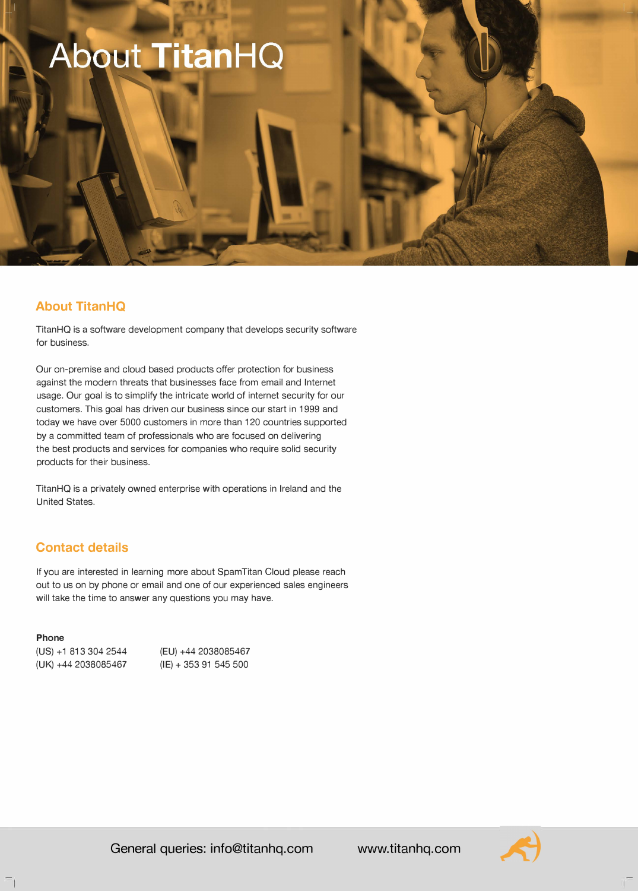# About TitanHQ

## About TitanHQ

TitanHQ is a software development company that develops security software for business.

Our on-premise and cloud based products offer protection for business against the modern threats that businesses face from email and Internet usage. Our goal is to simplify the intricate world of internet security for our customers. This goal has driven our business since our start in 1999 and today we have over 5000 customers in more than 120 countries supported by a committed team of professionals who are focused on delivering the best products and services for companies who require solid security products for their business.

TitanHQ is a privately owned enterprise with operations in Ireland and the United States.

## Contact details

If you are interested in learning more about SpamTitan Cloud please reach out to us on by phone or email and one of our experienced sales engineers will take the time to answer any questions you may have.

**Phone**

(US) +1 813 304 2544
(UK) +44 2038085467
(EU) +44 2038085467
(IE) + 353 91 545 500

General queries: info@titanhq.com www.titanhq.com